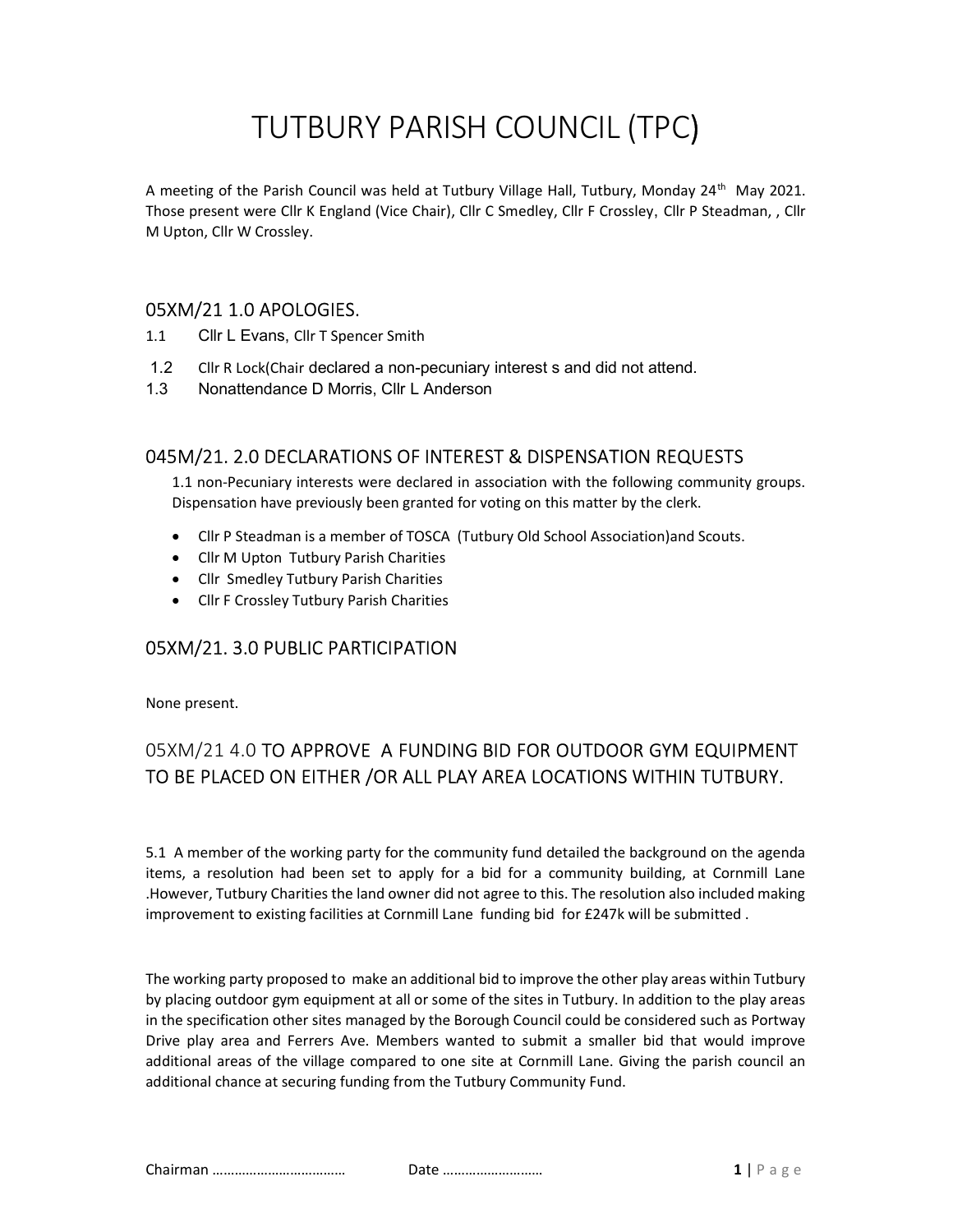# TUTBURY PARISH COUNCIL (TPC)

A meeting of the Parish Council was held at Tutbury Village Hall, Tutbury, Monday 24th May 2021. Those present were Cllr K England (Vice Chair), Cllr C Smedley, Cllr F Crossley, Cllr P Steadman, , Cllr M Upton, Cllr W Crossley.

## 05XM/21 1.0 APOLOGIES.

1.1 Cllr L Evans, Cllr T Spencer Smith

1.2 Cllr R Lock(Chair declared a non-pecuniary interest s and did not attend.

1.3 Nonattendance D Morris, Cllr L Anderson

## 045M/21. 2.0 DECLARATIONS OF INTEREST & DISPENSATION REQUESTS

1.1 non-Pecuniary interests were declared in association with the following community groups. Dispensation have previously been granted for voting on this matter by the clerk.

- Cllr P Steadman is a member of TOSCA (Tutbury Old School Association)and Scouts.
- Cllr M Upton Tutbury Parish Charities
- Cllr Smedley Tutbury Parish Charities
- Cllr F Crossley Tutbury Parish Charities

## 05XM/21. 3.0 PUBLIC PARTICIPATION

None present.

## 05XM/21 4.0 TO APPROVE A FUNDING BID FOR OUTDOOR GYM EQUIPMENT TO BE PLACED ON EITHER /OR ALL PLAY AREA LOCATIONS WITHIN TUTBURY.

5.1 A member of the working party for the community fund detailed the background on the agenda items, a resolution had been set to apply for a bid for a community building, at Cornmill Lane .However, Tutbury Charities the land owner did not agree to this. The resolution also included making improvement to existing facilities at Cornmill Lane funding bid for £247k will be submitted .

The working party proposed to make an additional bid to improve the other play areas within Tutbury by placing outdoor gym equipment at all or some of the sites in Tutbury. In addition to the play areas in the specification other sites managed by the Borough Council could be considered such as Portway Drive play area and Ferrers Ave. Members wanted to submit a smaller bid that would improve additional areas of the village compared to one site at Cornmill Lane. Giving the parish council an additional chance at securing funding from the Tutbury Community Fund.

Chairman ……………………………… Date ………………………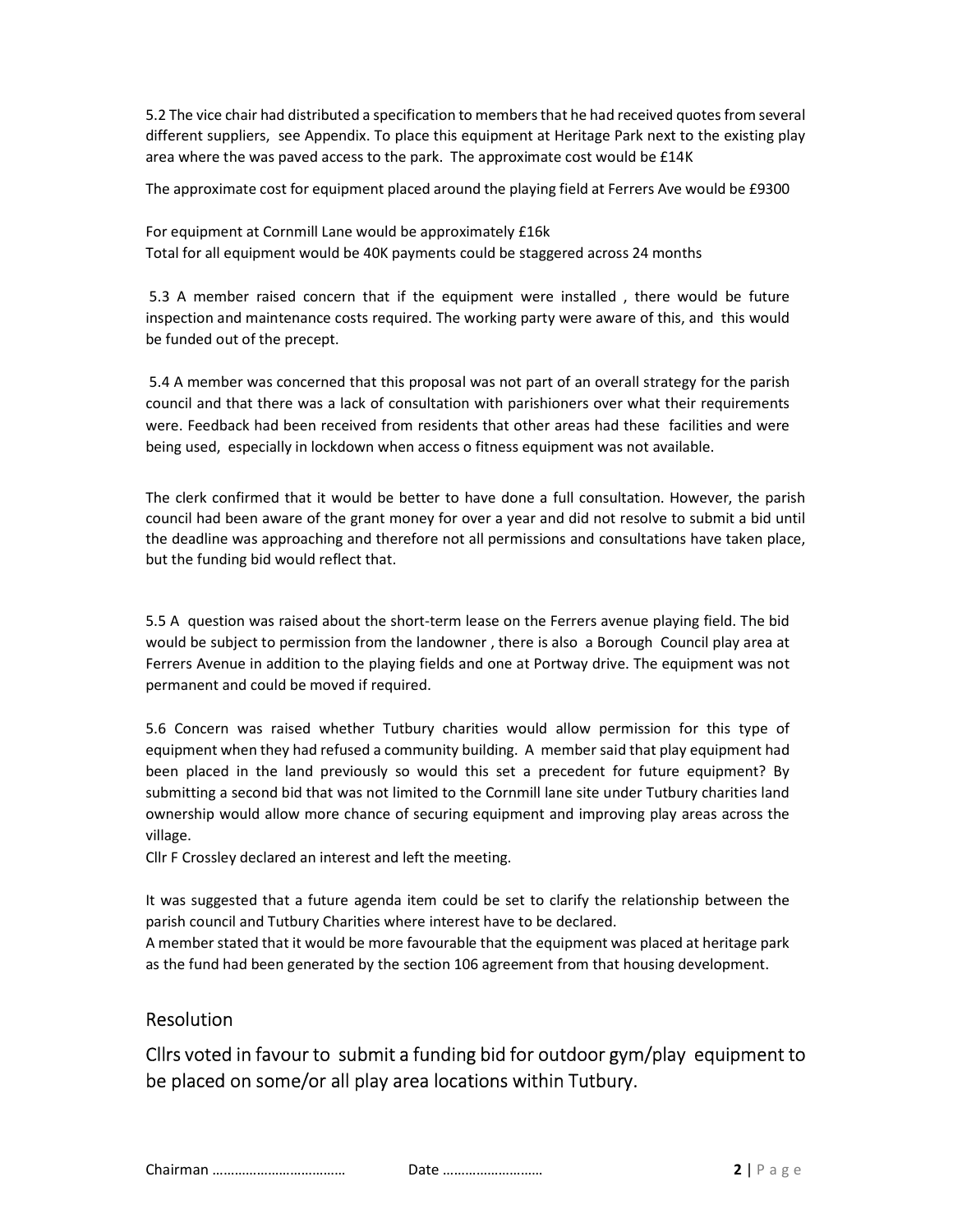5.2 The vice chair had distributed a specification to members that he had received quotes from several different suppliers, see Appendix. To place this equipment at Heritage Park next to the existing play area where the was paved access to the park. The approximate cost would be £14K

The approximate cost for equipment placed around the playing field at Ferrers Ave would be £9300

For equipment at Cornmill Lane would be approximately £16k
Total for all equipment would be 40K payments could be staggered across 24 months

5.3 A member raised concern that if the equipment were installed , there would be future inspection and maintenance costs required. The working party were aware of this, and this would be funded out of the precept.

5.4 A member was concerned that this proposal was not part of an overall strategy for the parish council and that there was a lack of consultation with parishioners over what their requirements were. Feedback had been received from residents that other areas had these facilities and were being used, especially in lockdown when access o fitness equipment was not available.

The clerk confirmed that it would be better to have done a full consultation. However, the parish council had been aware of the grant money for over a year and did not resolve to submit a bid until the deadline was approaching and therefore not all permissions and consultations have taken place, but the funding bid would reflect that.

5.5 A question was raised about the short-term lease on the Ferrers avenue playing field. The bid would be subject to permission from the landowner , there is also a Borough Council play area at Ferrers Avenue in addition to the playing fields and one at Portway drive. The equipment was not permanent and could be moved if required.

5.6 Concern was raised whether Tutbury charities would allow permission for this type of equipment when they had refused a community building. A member said that play equipment had been placed in the land previously so would this set a precedent for future equipment? By submitting a second bid that was not limited to the Cornmill lane site under Tutbury charities land ownership would allow more chance of securing equipment and improving play areas across the village.
Cllr F Crossley declared an interest and left the meeting.

It was suggested that a future agenda item could be set to clarify the relationship between the parish council and Tutbury Charities where interest have to be declared.
A member stated that it would be more favourable that the equipment was placed at heritage park as the fund had been generated by the section 106 agreement from that housing development.

## Resolution

### Cllrs voted in favour to submit a funding bid for outdoor gym/play equipment to be placed on some/or all play area locations within Tutbury.

Chairman …………………………… Date ……………………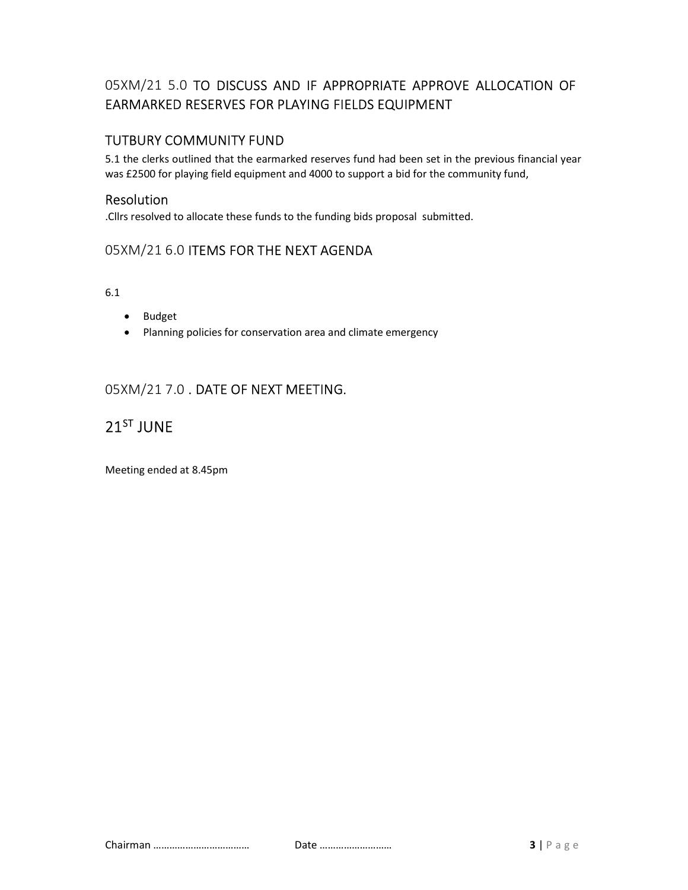## 05XM/21 5.0 TO DISCUSS AND IF APPROPRIATE APPROVE ALLOCATION OF EARMARKED RESERVES FOR PLAYING FIELDS EQUIPMENT

### TUTBURY COMMUNITY FUND

5.1 the clerks outlined that the earmarked reserves fund had been set in the previous financial year was £2500 for playing field equipment and 4000 to support a bid for the community fund,

### Resolution

.Cllrs resolved to allocate these funds to the funding bids proposal submitted.

## 05XM/21 6.0 ITEMS FOR THE NEXT AGENDA

6.1

- Budget
- Planning policies for conservation area and climate emergency

## 05XM/21 7.0 . DATE OF NEXT MEETING.

# 21ST JUNE

Meeting ended at 8.45pm

Chairman ……………………………… Date ………………………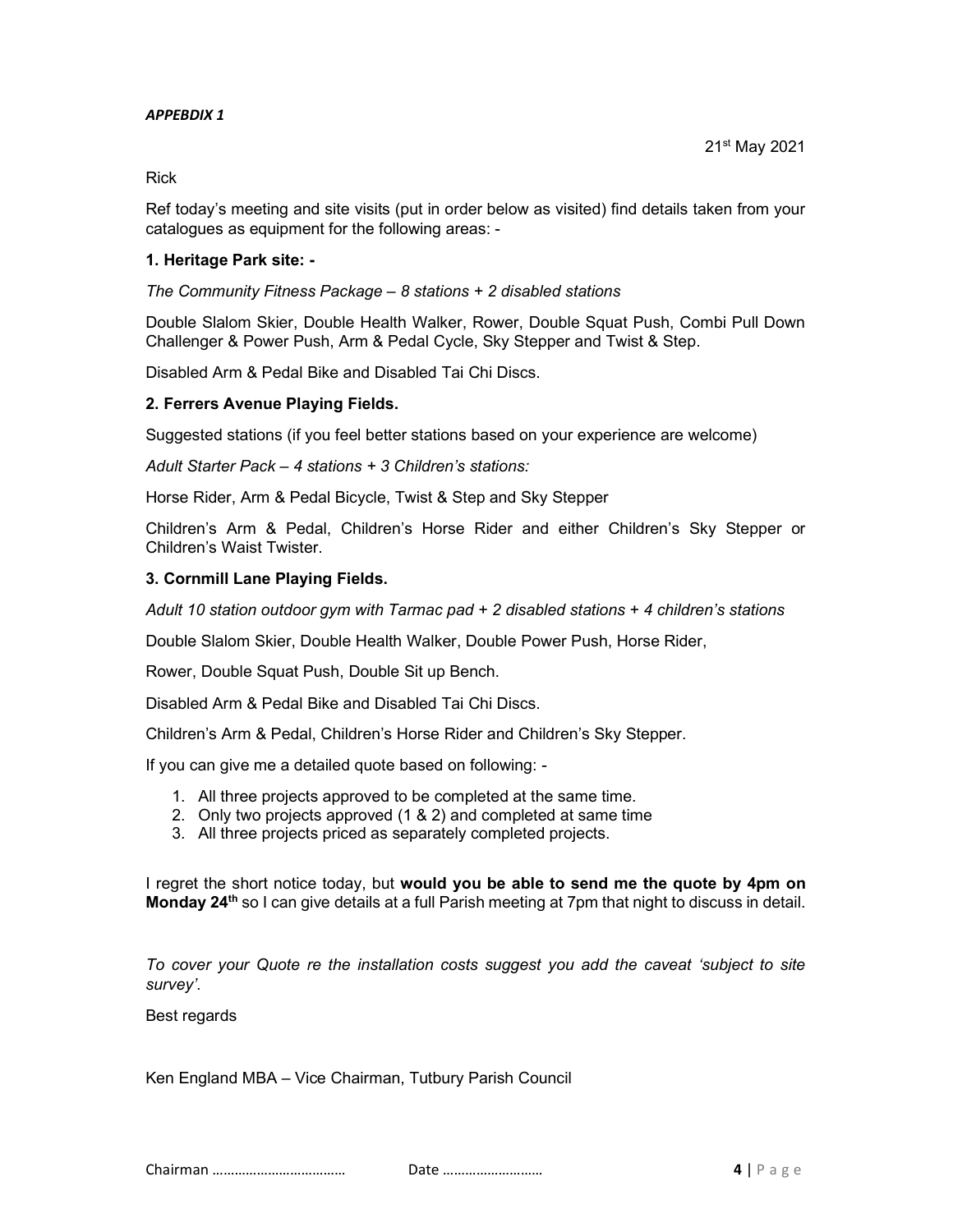***APPEBDIX 1***

21st May 2021

Rick

Ref today's meeting and site visits (put in order below as visited) find details taken from your catalogues as equipment for the following areas: -

**1. Heritage Park site: -**

*The Community Fitness Package – 8 stations + 2 disabled stations*

Double Slalom Skier, Double Health Walker, Rower, Double Squat Push, Combi Pull Down Challenger & Power Push, Arm & Pedal Cycle, Sky Stepper and Twist & Step.

Disabled Arm & Pedal Bike and Disabled Tai Chi Discs.

**2. Ferrers Avenue Playing Fields.**

Suggested stations (if you feel better stations based on your experience are welcome)

*Adult Starter Pack – 4 stations + 3 Children's stations:*

Horse Rider, Arm & Pedal Bicycle, Twist & Step and Sky Stepper

Children's Arm & Pedal, Children's Horse Rider and either Children's Sky Stepper or Children's Waist Twister.

**3. Cornmill Lane Playing Fields.**

*Adult 10 station outdoor gym with Tarmac pad + 2 disabled stations + 4 children's stations*

Double Slalom Skier, Double Health Walker, Double Power Push, Horse Rider,

Rower, Double Squat Push, Double Sit up Bench.

Disabled Arm & Pedal Bike and Disabled Tai Chi Discs.

Children's Arm & Pedal, Children's Horse Rider and Children's Sky Stepper.

If you can give me a detailed quote based on following: -

1. All three projects approved to be completed at the same time.
2. Only two projects approved (1 & 2) and completed at same time
3. All three projects priced as separately completed projects.

I regret the short notice today, but **would you be able to send me the quote by 4pm on Monday 24th** so I can give details at a full Parish meeting at 7pm that night to discuss in detail.

*To cover your Quote re the installation costs suggest you add the caveat 'subject to site survey'.*

Best regards

Ken England MBA – Vice Chairman, Tutbury Parish Council

Chairman ……………………………… Date ………………………